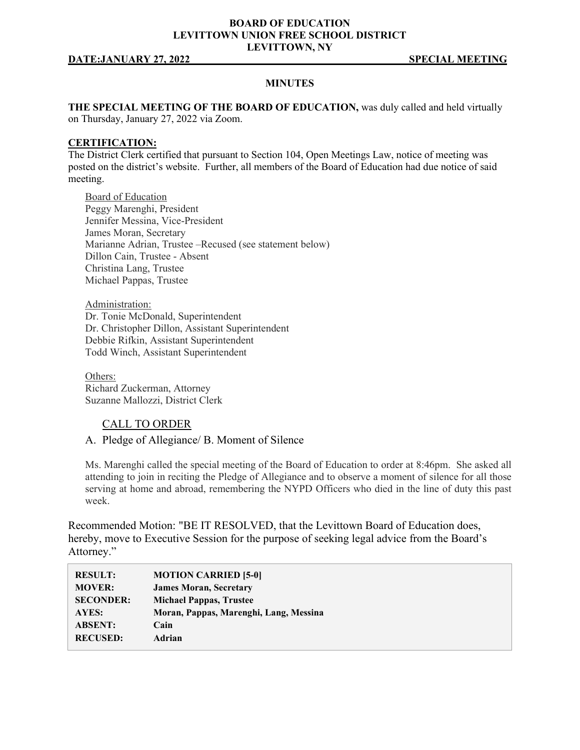**BOARD OF EDUCATION**
**LEVITTOWN UNION FREE SCHOOL DISTRICT**
**LEVITTOWN, NY**

**DATE:JANUARY 27, 2022** **SPECIAL MEETING**

## MINUTES

**THE SPECIAL MEETING OF THE BOARD OF EDUCATION,** was duly called and held virtually on Thursday, January 27, 2022 via Zoom.

**CERTIFICATION:**

The District Clerk certified that pursuant to Section 104, Open Meetings Law, notice of meeting was posted on the district's website. Further, all members of the Board of Education had due notice of said meeting.

Board of Education
Peggy Marenghi, President
Jennifer Messina, Vice-President
James Moran, Secretary
Marianne Adrian, Trustee –Recused (see statement below)
Dillon Cain, Trustee - Absent
Christina Lang, Trustee
Michael Pappas, Trustee

Administration:
Dr. Tonie McDonald, Superintendent
Dr. Christopher Dillon, Assistant Superintendent
Debbie Rifkin, Assistant Superintendent
Todd Winch, Assistant Superintendent

Others:
Richard Zuckerman, Attorney
Suzanne Mallozzi, District Clerk

### CALL TO ORDER

A. Pledge of Allegiance/ B. Moment of Silence

Ms. Marenghi called the special meeting of the Board of Education to order at 8:46pm. She asked all attending to join in reciting the Pledge of Allegiance and to observe a moment of silence for all those serving at home and abroad, remembering the NYPD Officers who died in the line of duty this past week.

Recommended Motion: "BE IT RESOLVED, that the Levittown Board of Education does, hereby, move to Executive Session for the purpose of seeking legal advice from the Board's Attorney."

| | |
|---|---|
| **RESULT:** | **MOTION CARRIED [5-0]** |
| **MOVER:** | **James Moran, Secretary** |
| **SECONDER:** | **Michael Pappas, Trustee** |
| **AYES:** | **Moran, Pappas, Marenghi, Lang, Messina** |
| **ABSENT:** | **Cain** |
| **RECUSED:** | **Adrian** |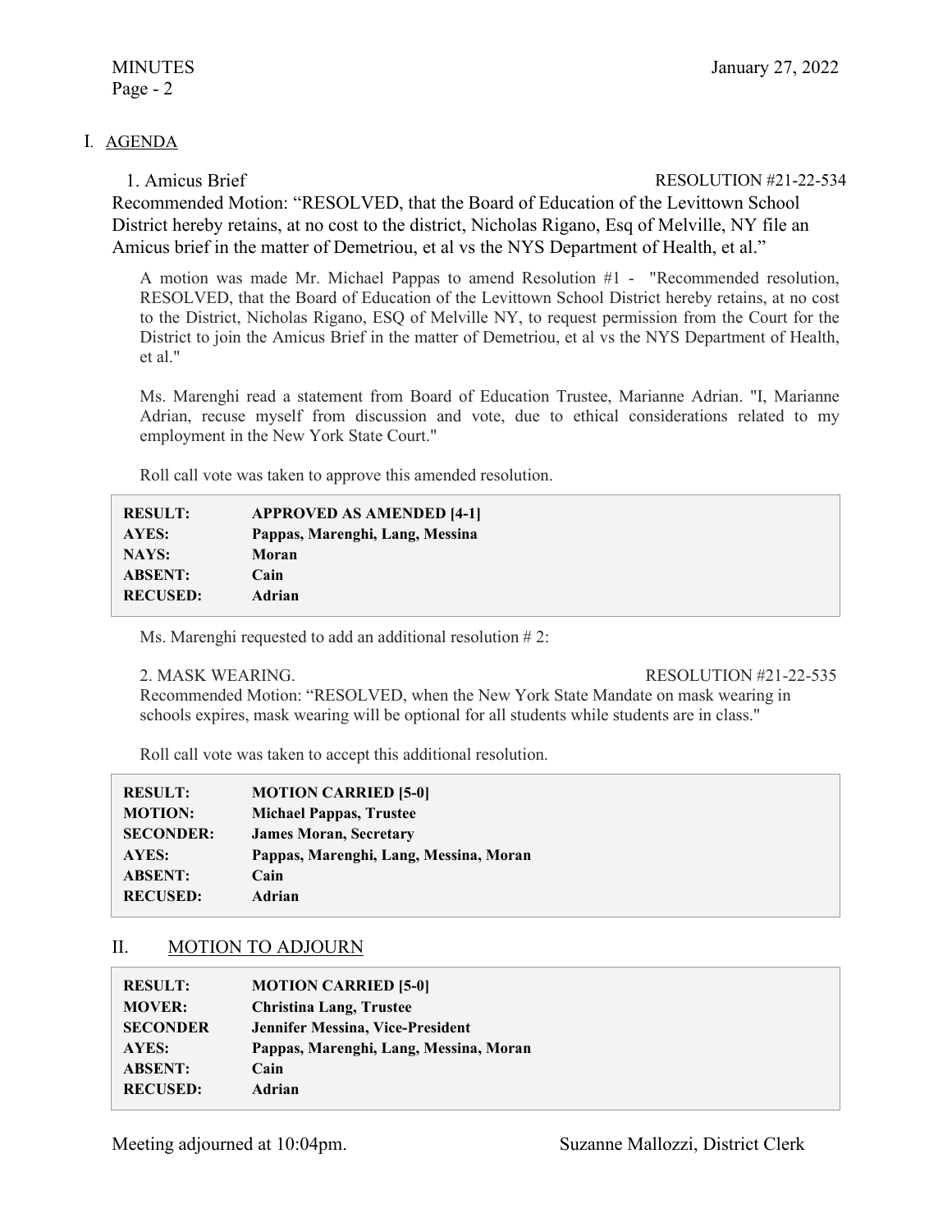## I. AGENDA

1. Amicus Brief  RESOLUTION #21-22-534

Recommended Motion: "RESOLVED, that the Board of Education of the Levittown School District hereby retains, at no cost to the district, Nicholas Rigano, Esq of Melville, NY file an Amicus brief in the matter of Demetriou, et al vs the NYS Department of Health, et al."

A motion was made Mr. Michael Pappas to amend Resolution #1 - "Recommended resolution, RESOLVED, that the Board of Education of the Levittown School District hereby retains, at no cost to the District, Nicholas Rigano, ESQ of Melville NY, to request permission from the Court for the District to join the Amicus Brief in the matter of Demetriou, et al vs the NYS Department of Health, et al."

Ms. Marenghi read a statement from Board of Education Trustee, Marianne Adrian. "I, Marianne Adrian, recuse myself from discussion and vote, due to ethical considerations related to my employment in the New York State Court."

Roll call vote was taken to approve this amended resolution.

| | |
|---|---|
| **RESULT:** | **APPROVED AS AMENDED [4-1]** |
| **AYES:** | **Pappas, Marenghi, Lang, Messina** |
| **NAYS:** | **Moran** |
| **ABSENT:** | **Cain** |
| **RECUSED:** | **Adrian** |

Ms. Marenghi requested to add an additional resolution # 2:

2. MASK WEARING.  RESOLUTION #21-22-535

Recommended Motion: "RESOLVED, when the New York State Mandate on mask wearing in schools expires, mask wearing will be optional for all students while students are in class."

Roll call vote was taken to accept this additional resolution.

| | |
|---|---|
| **RESULT:** | **MOTION CARRIED [5-0]** |
| **MOTION:** | **Michael Pappas, Trustee** |
| **SECONDER:** | **James Moran, Secretary** |
| **AYES:** | **Pappas, Marenghi, Lang, Messina, Moran** |
| **ABSENT:** | **Cain** |
| **RECUSED:** | **Adrian** |

## II. MOTION TO ADJOURN

| | |
|---|---|
| **RESULT:** | **MOTION CARRIED [5-0]** |
| **MOVER:** | **Christina Lang, Trustee** |
| **SECONDER** | **Jennifer Messina, Vice-President** |
| **AYES:** | **Pappas, Marenghi, Lang, Messina, Moran** |
| **ABSENT:** | **Cain** |
| **RECUSED:** | **Adrian** |

Meeting adjourned at 10:04pm.

Suzanne Mallozzi, District Clerk